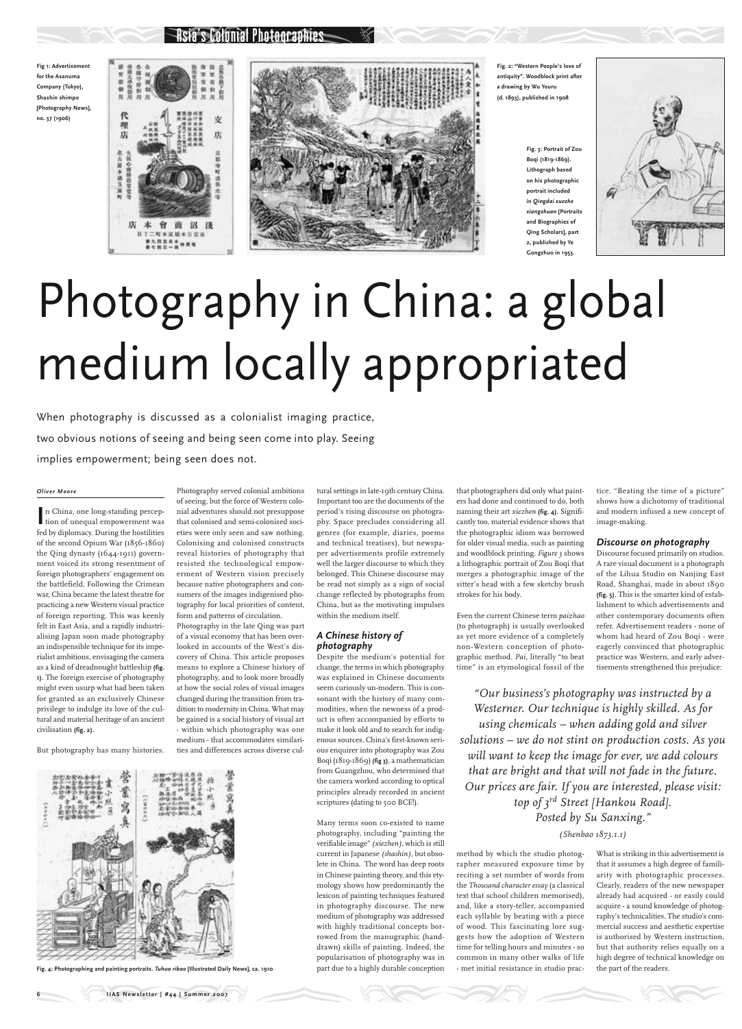Fig 1: Advertisement for the Asanuma Company (Tokyo), Shashin shimpo [Photography News], no. 37 (1906)

Fig. 2: "Western People's love of antiquity". Woodblock print after a drawing by Wu Youru (d. 1893), published in 1908

Fig. 3: Portrait of Zou Boqi (1819-1869). Lithograph based on his photographic portrait included in *Qingdai xuezhe xiangzhuan* [Portraits and Biographies of Qing Scholars], part 2, published by Ye Gongzhuo in 1953.

# Photography in China: a global medium locally appropriated

When photography is discussed as a colonialist imaging practice, two obvious notions of seeing and being seen come into play. Seeing implies empowerment; being seen does not.

*Oliver Moore*

In China, one long-standing perception of unequal empowerment was fed by diplomacy. During the hostilities of the second Opium War (1856-1860) the Qing dynasty (1644-1911) government voiced its strong resentment of foreign photographers' engagement on the battlefield. Following the Crimean war, China became the latest theatre for practicing a new Western visual practice of foreign reporting. This was keenly felt in East Asia, and a rapidly industrialising Japan soon made photography an indispensible technique for its imperialist ambitions, envisaging the camera as a kind of dreadnought battleship **(fig. 1)**. The foreign exercise of photography might even usurp what had been taken for granted as an exclusively Chinese privilege to indulge its love of the cultural and material heritage of an ancient civilisation **(fig. 2)**.

But photography has many histories. Photography served colonial ambitions of seeing, but the force of Western colonial adventures should not presuppose that colonised and semi-colonised societies were only seen and saw nothing. Colonising and colonised constructs reveal histories of photography that resisted the technological empowerment of Western vision precisely because native photographers and consumers of the images indigenised photography for local priorities of content, form and patterns of circulation.

Photography in the late Qing was part of a visual economy that has been overlooked in accounts of the West's discovery of China. This article proposes means to explore a Chinese history of photography, and to look more broadly at how the social roles of visual images changed during the transition from tradition to modernity in China. What may be gained is a social history of visual art - within which photography was one medium - that accommodates similarities and differences across diverse cultural settings in late-19th century China. Important too are the documents of the period's rising discourse on photography. Space precludes considering all genres (for example, diaries, poems and technical treatises), but newspaper advertisements profile extremely well the larger discourse to which they belonged. This Chinese discourse may be read not simply as a sign of social change reflected by photographs from China, but as the motivating impulses within the medium itself.

Fig. 4: Photographing and painting portraits. *Tuhua ribao* [Illustrated Daily News], ca. 1910

### A Chinese history of photography

Despite the medium's potential for change, the terms in which photography was explained in Chinese documents seem curiously un-modern. This is consonant with the history of many commodities, when the newness of a product is often accompanied by efforts to make it look old and to search for indigenous sources. China's first-known serious enquirer into photography was Zou Boqi (1819-1869) **(fig 3)**, a mathematician from Guangzhou, who determined that the camera worked according to optical principles already recorded in ancient scriptures (dating to 500 BCE!).

Many terms soon co-existed to name photography, including "painting the verifiable image" *(xiezhen)*, which is still current in Japanese *(shashin)*, but obsolete in China. The word has deep roots in Chinese painting theory, and this etymology shows how predominantly the lexicon of painting techniques featured in photography discourse. The new medium of photography was addressed with highly traditional concepts borrowed from the manugraphic (hand-drawn) skills of painting. Indeed, the popularisation of photography was in part due to a highly durable conception that photographers did only what painters had done and continued to do, both naming their art *xiezhen* **(fig. 4)**. Significantly too, material evidence shows that the photographic idiom was borrowed for older visual media, such as painting and woodblock printing. *Figure 3* shows a lithographic portrait of Zou Boqi that merges a photographic image of the sitter's head with a few sketchy brush strokes for his body.

Even the current Chinese term *paizhao* (to photograph) is usually overlooked as yet more evidence of a completely non-Western conception of photographic method. *Pai*, literally "to beat time" is an etymological fossil of the method by which the studio photographer measured exposure time by reciting a set number of words from the *Thousand character essay* (a classical text that school children memorised), and, like a story-teller, accompanied each syllable by beating with a piece of wood. This fascinating lore suggests how the adoption of Western time for telling hours and minutes - so common in many other walks of life - met initial resistance in studio practice. "Beating the time of a picture" shows how a dichotomy of traditional and modern infused a new concept of image-making.

### Discourse on photography

Discourse focused primarily on studios. A rare visual document is a photograph of the Lihua Studio on Nanjing East Road, Shanghai, made in about 1890 **(fig. 5)**. This is the smarter kind of establishment to which advertisements and other contemporary documents often refer. Advertisement readers - none of whom had heard of Zou Boqi - were eagerly convinced that photographic practice was Western, and early advertisements strengthened this prejudice:

> *"Our business's photography was instructed by a Westerner. Our technique is highly skilled. As for using chemicals – when adding gold and silver solutions – we do not stint on production costs. As you will want to keep the image for ever, we add colours that are bright and that will not fade in the future. Our prices are fair. If you are interested, please visit: top of 3rd Street [Hankou Road]. Posted by Su Sanxing."*
>
> *(Shenbao 1873.1.1)*

What is striking in this advertisement is that it assumes a high degree of familiarity with photographic processes. Clearly, readers of the new newspaper already had acquired - or easily could acquire - a sound knowledge of photography's technicalities. The studio's commercial success and aesthetic expertise is authorised by Western instruction, but that authority relies equally on a high degree of technical knowledge on the part of the readers.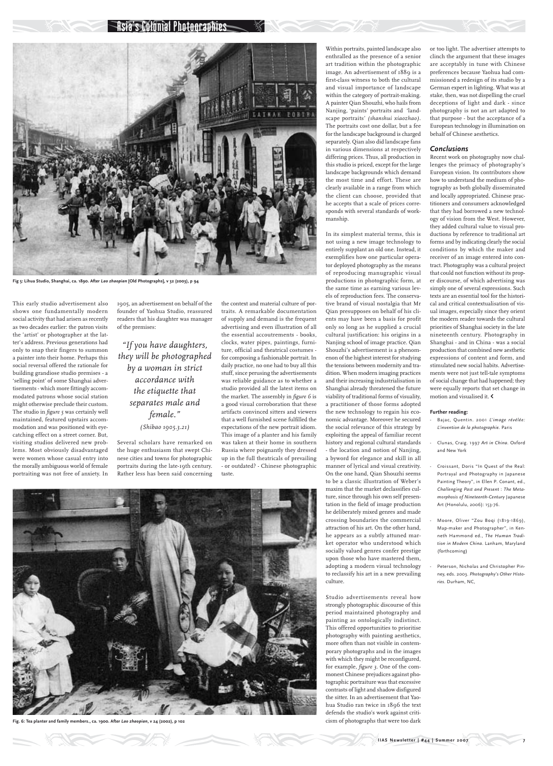Fig 5: Lihua Studio, Shanghai, ca. 1890. After *Lao zhaopian* [Old Photographs], v 32 (2003), p 94

This early studio advertisement also shows one fundamentally modern social activity that had arisen as recently as two decades earlier: the patron visits the 'artist' or photographer at the latter's address. Previous generations had only to snap their fingers to summon a painter into their home. Perhaps this social reversal offered the rationale for building grandiose studio premises - a 'selling point' of some Shanghai advertisements - which more fittingly accommodated patrons whose social station might otherwise preclude their custom. The studio in *figure 5* was certainly well maintained, featured upstairs accommodation and was positioned with eye-catching effect on a street corner. But, visiting studios delivered new problems. Most obviously disadvantaged were women whose casual entry into the morally ambiguous world of female portraiting was not free of anxiety. In 1905, an advertisement on behalf of the founder of Yaohua Studio, reassured readers that his daughter was manager of the premises:

> *"If you have daughters, they will be photographed by a woman in strict accordance with the etiquette that separates male and female."*
>
> *(Shibao 1905.3.21)*

Several scholars have remarked on the huge enthusiasm that swept Chinese cities and towns for photographic portraits during the late-19th century. Rather less has been said concerning the context and material culture of portraits. A remarkable documentation of supply and demand is the frequent advertising and even illustration of all the essential accoutrements - books, clocks, water pipes, paintings, furniture, official and theatrical costumes - for composing a fashionable portrait. In daily practice, no one had to buy all this stuff, since perusing the advertisements was reliable guidance as to whether a studio provided all the latest items on the market. The assembly in *figure 6* is a good visual corroboration that these artifacts convinced sitters and viewers that a well furnished scene fulfilled the expectations of the new portrait idiom. This image of a planter and his family was taken at their home in southern Russia where poignantly they dressed up in the full theatricals of prevailing - or outdated? - Chinese photographic taste.

Fig. 6: Tea planter and family members., ca. 1900. After *Lao zhaopian*, v 24 (2002), p 102

Within portraits, painted landscape also enthralled as the presence of a senior art tradition within the photographic image. An advertisement of 1889 is a first-class witness to both the cultural and visual importance of landscape within the category of portrait-making. A painter Qian Shouzhi, who hails from Nanjing, 'paints' portraits and 'landscape portraits' *(shanshui xiaozhao)*. The portraits cost one dollar, but a fee for the landscape background is charged separately. Qian also did landscape fans in various dimensions at respectively differing prices. Thus, all production in this studio is priced, except for the large landscape backgrounds which demand the most time and effort. These are clearly available in a range from which the client can choose, provided that he accepts that a scale of prices corresponds with several standards of workmanship.

In its simplest material terms, this is not using a new image technology to entirely supplant an old one. Instead, it exemplifies how one particular operator deployed photography as the means of reproducing manugraphic visual productions in photographic form, at the same time as earning various levels of reproduction fees. The conservative brand of visual nostalgia that Mr Qian presupposes on behalf of his clients may have been a basis for profit only so long as he supplied a crucial cultural justification: his origins in a Nanjing school of image practice. Qian Shouzhi's advertisement is a phenomenon of the highest interest for studying the tensions between modernity and tradition. When modern imaging practices and their increasing industrialisation in Shanghai already threatened the future viability of traditional forms of visuality, a practitioner of those forms adopted the new technology to regain his economic advantage. Moreover he secured the social relevance of this strategy by exploiting the appeal of familiar recent history and regional cultural standards - the location and notion of Nanjing, a byword for elegance and skill in all manner of lyrical and visual creativity. On the one hand, Qian Shouzhi seems to be a classic illustration of Weber's maxim that the market declassifies culture, since through his own self presentation in the field of image production he deliberately mixed genres and made crossing boundaries the commercial attraction of his art. On the other hand, he appears as a subtly attuned market operator who understood which socially valued genres confer prestige upon those who have mastered them, adopting a modern visual technology to reclassify his art in a new prevailing culture.

Studio advertisements reveal how strongly photographic discourse of this period maintained photography and painting as ontologically indistinct. This offered opportunities to prioritise photography with painting aesthetics, more often than not visible in contemporary photographs and in the images with which they might be reconfigured, for example, *figure 3*. One of the commonest Chinese prejudices against photographic portraiture was that excessive contrasts of light and shadow disfigured the sitter. In an advertisement that Yaohua Studio ran twice in 1896 the text defends the studio's work against criticism of photographs that were too dark or too light. The advertiser attempts to clinch the argument that these images are acceptably in tune with Chinese preferences because Yaohua had commissioned a redesign of its studio by a German expert in lighting. What was at stake, then, was not dispelling the cruel deceptions of light and dark - since photography is not an art adapted to that purpose - but the acceptance of a European technology in illumination on behalf of Chinese aesthetics.

### *Conclusions*

Recent work on photography now challenges the primacy of photography's European vision. Its contributors show how to understand the medium of photography as both globally disseminated and locally appropriated. Chinese practitioners and consumers acknowledged that they had borrowed a new technology of vision from the West. However, they added cultural value to visual productions by reference to traditional art forms and by indicating clearly the social conditions by which the maker and receiver of an image entered into contract. Photography was a cultural project that could not function without its proper discourse, of which advertising was simply one of several expressions. Such texts are an essential tool for the historical and critical contextualisation of visual images, especially since they orient the modern reader towards the cultural priorities of Shanghai society in the late nineteenth century. Photography in Shanghai - and in China - was a social production that combined new aesthetic expressions of content and form, and stimulated new social habits. Advertisements were not just tell-tale symptoms of social change that had happened; they were equally reports that set change in motion and visualised it. <

#### Further reading:

- Bajac, Quentin. 2001 *L'image révélée: L'invention de la photographie.* Paris
- Clunas, Craig. 1997 *Art in China.* Oxford and New York
- Croissant, Doris "In Quest of the Real: Portrayal and Photography in Japanese Painting Theory", in Ellen P. Conant, ed., *Challenging Past and Present : The Metamorphosis of Nineteenth-Century* Japanese Art (Honolulu, 2006): 153-76.
- Moore, Oliver "Zou Boqi (1819-1869), Map-maker and Photographer", in Kenneth Hammond ed., *The Human Tradition in Modern China.* Lanham, Maryland (forthcoming)
- Peterson, Nicholas and Christopher Pinney, eds. 2003. *Photography's Other Histories.* Durham, NC,